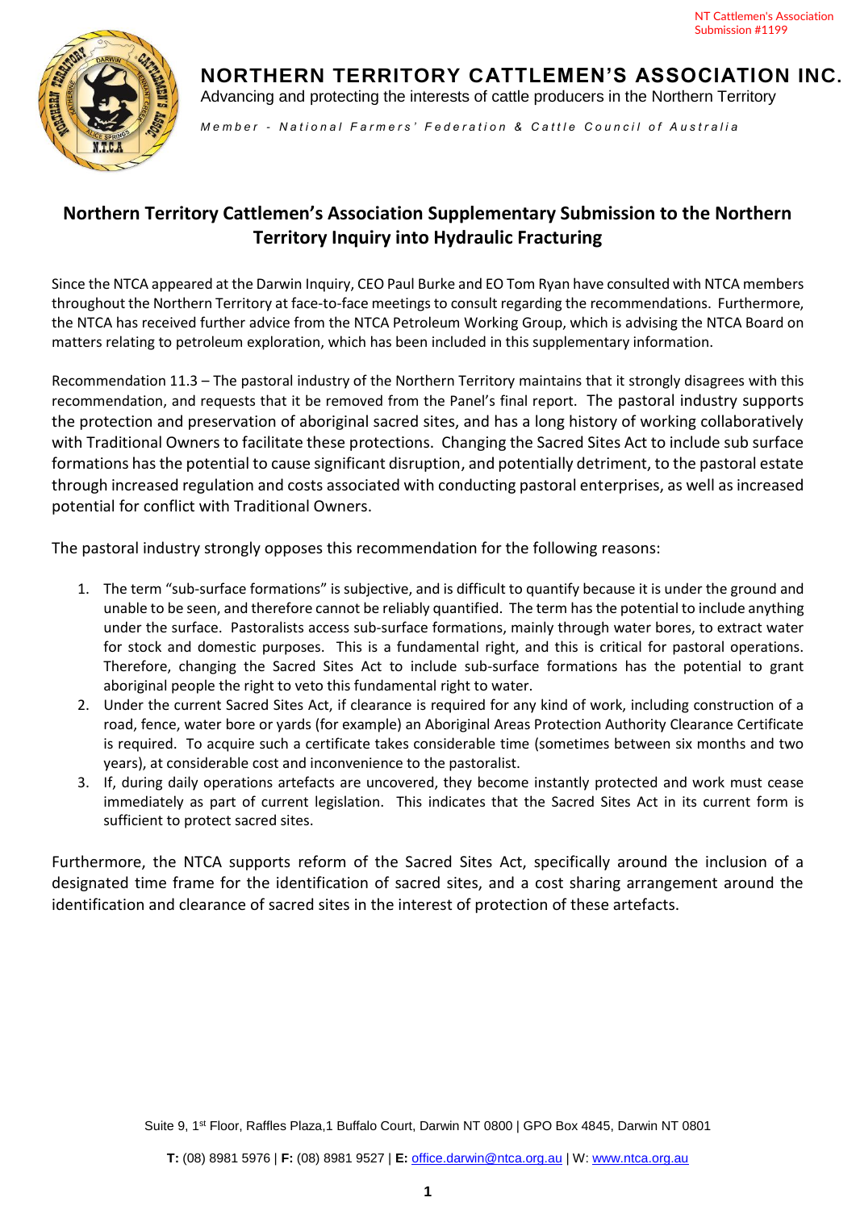NT Cattlemen's Association
Submission #1199

# NORTHERN TERRITORY CATTLEMEN'S ASSOCIATION INC.

Advancing and protecting the interests of cattle producers in the Northern Territory

*Member - National Farmers' Federation & Cattle Council of Australia*

## Northern Territory Cattlemen's Association Supplementary Submission to the Northern Territory Inquiry into Hydraulic Fracturing

Since the NTCA appeared at the Darwin Inquiry, CEO Paul Burke and EO Tom Ryan have consulted with NTCA members throughout the Northern Territory at face-to-face meetings to consult regarding the recommendations. Furthermore, the NTCA has received further advice from the NTCA Petroleum Working Group, which is advising the NTCA Board on matters relating to petroleum exploration, which has been included in this supplementary information.

Recommendation 11.3 – The pastoral industry of the Northern Territory maintains that it strongly disagrees with this recommendation, and requests that it be removed from the Panel's final report. The pastoral industry supports the protection and preservation of aboriginal sacred sites, and has a long history of working collaboratively with Traditional Owners to facilitate these protections. Changing the Sacred Sites Act to include sub surface formations has the potential to cause significant disruption, and potentially detriment, to the pastoral estate through increased regulation and costs associated with conducting pastoral enterprises, as well as increased potential for conflict with Traditional Owners.

The pastoral industry strongly opposes this recommendation for the following reasons:

1. The term "sub-surface formations" is subjective, and is difficult to quantify because it is under the ground and unable to be seen, and therefore cannot be reliably quantified. The term has the potential to include anything under the surface. Pastoralists access sub-surface formations, mainly through water bores, to extract water for stock and domestic purposes. This is a fundamental right, and this is critical for pastoral operations. Therefore, changing the Sacred Sites Act to include sub-surface formations has the potential to grant aboriginal people the right to veto this fundamental right to water.
2. Under the current Sacred Sites Act, if clearance is required for any kind of work, including construction of a road, fence, water bore or yards (for example) an Aboriginal Areas Protection Authority Clearance Certificate is required. To acquire such a certificate takes considerable time (sometimes between six months and two years), at considerable cost and inconvenience to the pastoralist.
3. If, during daily operations artefacts are uncovered, they become instantly protected and work must cease immediately as part of current legislation. This indicates that the Sacred Sites Act in its current form is sufficient to protect sacred sites.

Furthermore, the NTCA supports reform of the Sacred Sites Act, specifically around the inclusion of a designated time frame for the identification of sacred sites, and a cost sharing arrangement around the identification and clearance of sacred sites in the interest of protection of these artefacts.

Suite 9, 1st Floor, Raffles Plaza,1 Buffalo Court, Darwin NT 0800 | GPO Box 4845, Darwin NT 0801

**T:** (08) 8981 5976 | **F:** (08) 8981 9527 | **E:** office.darwin@ntca.org.au | W: www.ntca.org.au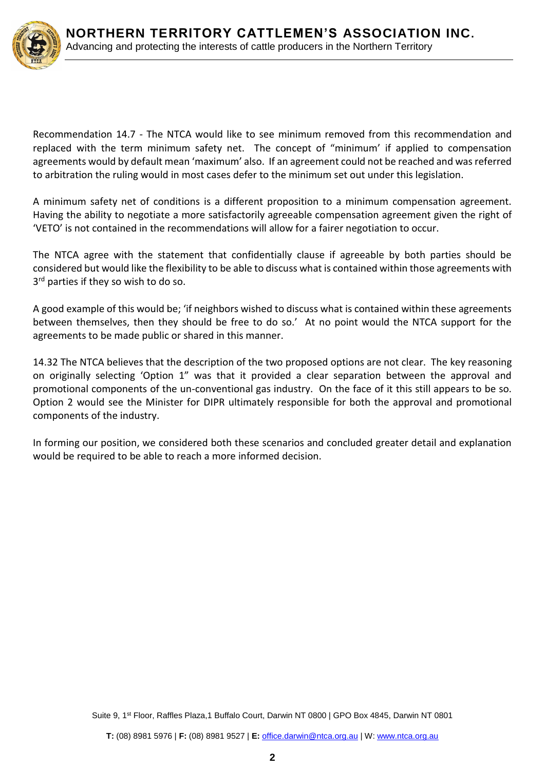Recommendation 14.7 - The NTCA would like to see minimum removed from this recommendation and replaced with the term minimum safety net. The concept of "minimum' if applied to compensation agreements would by default mean 'maximum' also. If an agreement could not be reached and was referred to arbitration the ruling would in most cases defer to the minimum set out under this legislation.

A minimum safety net of conditions is a different proposition to a minimum compensation agreement. Having the ability to negotiate a more satisfactorily agreeable compensation agreement given the right of 'VETO' is not contained in the recommendations will allow for a fairer negotiation to occur.

The NTCA agree with the statement that confidentially clause if agreeable by both parties should be considered but would like the flexibility to be able to discuss what is contained within those agreements with 3rd parties if they so wish to do so.

A good example of this would be; 'if neighbors wished to discuss what is contained within these agreements between themselves, then they should be free to do so.' At no point would the NTCA support for the agreements to be made public or shared in this manner.

14.32 The NTCA believes that the description of the two proposed options are not clear. The key reasoning on originally selecting 'Option 1" was that it provided a clear separation between the approval and promotional components of the un-conventional gas industry. On the face of it this still appears to be so. Option 2 would see the Minister for DIPR ultimately responsible for both the approval and promotional components of the industry.

In forming our position, we considered both these scenarios and concluded greater detail and explanation would be required to be able to reach a more informed decision.